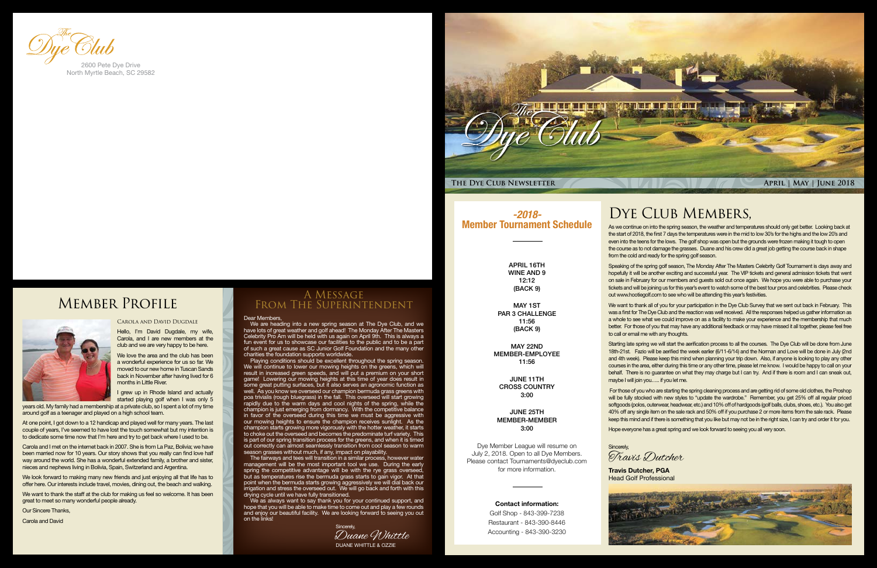The Dye Club

2600 Pete Dye Drive
North Myrtle Beach, SC 29582

# Member Profile

### Carola and David Dugdale

Hello, I'm David Dugdale, my wife, Carola, and I are new members at the club and we are very happy to be here.

We love the area and the club has been a wonderful experience for us so far. We moved to our new home in Tuscan Sands back in November after having lived for 6 months in Little River.

I grew up in Rhode Island and actually started playing golf when I was only 5 years old. My family had a membership at a private club, so I spent a lot of my time around golf as a teenager and played on a high school team.

At one point, I got down to a 12 handicap and played well for many years. The last couple of years, I've seemed to have lost the touch somewhat but my intention is to dedicate some time now that I'm here and try to get back where I used to be.

Carola and I met on the internet back in 2007. She is from La Paz, Bolivia; we have been married now for 10 years. Our story shows that you really can find love half way around the world. She has a wonderful extended family, a brother and sister, nieces and nephews living in Bolivia, Spain, Switzerland and Argentina.

We look forward to making many new friends and just enjoying all that life has to offer here. Our interests include travel, movies, dining out, the beach and walking.

We want to thank the staff at the club for making us feel so welcome. It has been great to meet so many wonderful people already.

Our Sincere Thanks,

Carola and David

# A Message From The Superintendent

Dear Members,

We are heading into a new spring season at The Dye Club, and we have lots of great weather and golf ahead! The Monday After The Masters Celebrity Pro Am will be held with us again on April 9th. This is always a fun event for us to showcase our facilities to the public and to be a part of such a great cause as SC Junior Golf Foundation and the many other charities the foundation supports worldwide.

Playing conditions should be excellent throughout the spring season. We will continue to lower our mowing heights on the greens, which will result in increased green speeds, and will put a premium on your short game! Lowering our mowing heights at this time of year does result in some great putting surfaces, but it also serves an agronomic function as well. As you know we overseed our champion bermuda grass greens with poa trivialis (rough bluegrass) in the fall. This overseed will start growing rapidly due to the warm days and cool nights of the spring, while the champion is just emerging from dormancy. With the competitive balance in favor of the overseed during this time we must be aggressive with our mowing heights to ensure the champion receives sunlight. As the champion starts growing more vigorously with the hotter weather, it starts to choke out the overseed and becomes the predominate turf variety. This is part of our spring transition process for the greens, and when it is timed out correctly can almost seamlessly transition from cool season to warm season grasses without much, if any, impact on playability.

The fairways and tees will transition in a similar process, however water management will be the most important tool we use. During the early spring the competitive advantage will be with the rye grass overseed, but as temperatures rise the bermuda grass starts to gain vigor. At that point when the bermuda starts growing aggressively we will dial back our irrigation and stress the overseed out. We will go back and forth with this drying cycle until we have fully transitioned.

We as always want to say thank you for your continued support, and hope that you will be able to make time to come out and play a few rounds and enjoy our beautiful facility. We are looking forward to seeing you out on the links!

Sincerely,

*Duane Whittle*

DUANE WHITTLE & OZZIE

The Dye Club

**The Dye Club Newsletter** — **April | May | June 2018**

## -2018- Member Tournament Schedule

**APRIL 16TH**
**WINE AND 9**
**12:12**
**(BACK 9)**

**MAY 1ST**
**PAR 3 CHALLENGE**
**11:56**
**(BACK 9)**

**MAY 22ND**
**MEMBER-EMPLOYEE**
**11:56**

**JUNE 11TH**
**CROSS COUNTRY**
**3:00**

**JUNE 25TH**
**MEMBER-MEMBER**
**3:00**

Dye Member League will resume on July 2, 2018. Open to all Dye Members. Please contact Tournaments@dyeclub.com for more information.

**Contact information:**

Golf Shop - 843-399-7238
Restaurant - 843-390-8446
Accounting - 843-390-3230

# Dye Club Members,

As we continue on into the spring season, the weather and temperatures should only get better. Looking back at the start of 2018, the first 7 days the temperatures were in the mid to low 30's for the highs and the low 20's and even into the teens for the lows. The golf shop was open but the grounds were frozen making it tough to open the course as to not damage the grasses. Duane and his crew did a great job getting the course back in shape from the cold and ready for the spring golf season.

Speaking of the spring golf season, The Monday After The Masters Celebrity Golf Tournament is days away and hopefully it will be another exciting and successful year. The VIP tickets and general admission tickets that went on sale in February for our members and guests sold out once again. We hope you were able to purchase your tickets and will be joining us for this year's event to watch some of the best tour pros and celebrities. Please check out www.hootiegolf.com to see who will be attending this year's festivities.

We want to thank all of you for your participation in the Dye Club Survey that we sent out back in February. This was a first for The Dye Club and the reaction was well received. All the responses helped us gather information as a whole to see what we could improve on as a facility to make your experience and the membership that much better. For those of you that may have any additional feedback or may have missed it all together, please feel free to call or email me with any thoughts.

Starting late spring we will start the aerification process to all the courses. The Dye Club will be done from June 18th-21st. Fazio will be aerified the week earlier (6/11-6/14) and the Norman and Love will be done in July (2nd and 4th week). Please keep this mind when planning your trip down. Also, if anyone is looking to play any other courses in the area, either during this time or any other time, please let me know. I would be happy to call on your behalf. There is no guarantee on what they may charge but I can try. And if there is room and I can sneak out, maybe I will join you….. if you let me.

For those of you who are starting the spring cleaning process and are getting rid of some old clothes, the Proshop will be fully stocked with new styles to "update the wardrobe." Remember, you get 25% off all regular priced softgoods (polos, outerwear, headwear, etc.) and 10% off of hardgoods (golf balls, clubs, shoes, etc.). You also get 40% off any single item on the sale rack and 50% off if you purchase 2 or more items from the sale rack. Please keep this mind and if there is something that you like but may not be in the right size, I can try and order it for you.

Hope everyone has a great spring and we look forward to seeing you all very soon.

Sincerely,

*Travis Dutcher*

**Travis Dutcher, PGA**
Head Golf Professional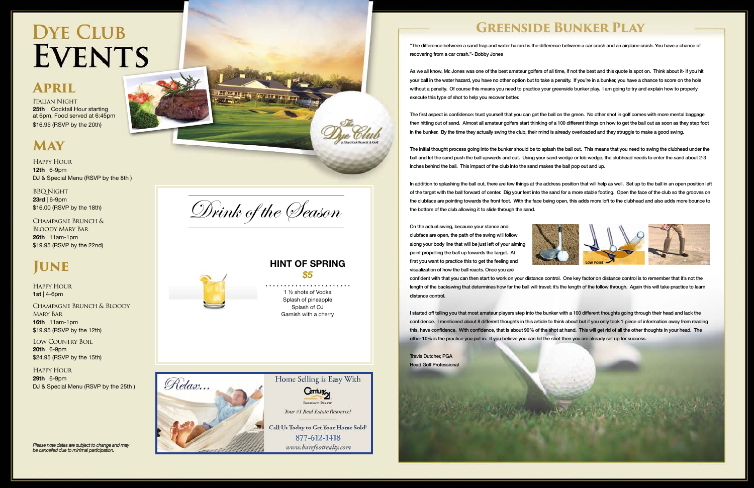# Dye Club Events

## April

**Italian Night**
**25th** | Cocktail Hour starting at 6pm, Food served at 6:45pm
$16.95 (RSVP by the 20th)

## May

**Happy Hour**
**12th** | 6-9pm
DJ & Special Menu (RSVP by the 8th )

**BBQ Night**
**23rd** | 6-9pm
$16.00 (RSVP by the 18th)

**Champagne Brunch & Bloody Mary Bar**
**26th** | 11am-1pm
$19.95 (RSVP by the 22nd)

## June

**Happy Hour**
**1st** | 4-6pm

**Champagne Brunch & Bloody Mary Bar**
**16th** | 11am-1pm
$19.95 (RSVP by the 12th)

**Low Country Boil**
**20th** | 6-9pm
$24.95 (RSVP by the 15th)

**Happy Hour**
**29th** | 6-9pm
DJ & Special Menu (RSVP by the 25th )

*Please note dates are subject to change and may be cancelled due to minimal participation.*

## Drink of the Season

**HINT OF SPRING**
*$5*

1 ½ shots of Vodka
Splash of pineapple
Splash of OJ
Garnish with a cherry

---

Relax...

Home Selling is Easy With
Century 21 Barefoot Realty
*Your #1 Real Estate Resource!*
Call Us Today to Get Your Home Sold!
877-612-1418
www.barefootrealty.com

---

## Greenside Bunker Play

"The difference between a sand trap and water hazard is the difference between a car crash and an airplane crash. You have a chance of recovering from a car crash."- Bobby Jones

As we all know, Mr. Jones was one of the best amateur golfers of all time, if not the best and this quote is spot on. Think about it- if you hit your ball in the water hazard, you have no other option but to take a penalty. If you're in a bunker, you have a chance to score on the hole without a penalty. Of course this means you need to practice your greenside bunker play. I am going to try and explain how to properly execute this type of shot to help you recover better.

The first aspect is confidence: trust yourself that you can get the ball on the green. No other shot in golf comes with more mental baggage then hitting out of sand. Almost all amateur golfers start thinking of a 100 different things on how to get the ball out as soon as they step foot in the bunker. By the time they actually swing the club, their mind is already overloaded and they struggle to make a good swing.

The initial thought process going into the bunker should be to splash the ball out. This means that you need to swing the clubhead under the ball and let the sand push the ball upwards and out. Using your sand wedge or lob wedge, the clubhead needs to enter the sand about 2-3 inches behind the ball. This impact of the club into the sand makes the ball pop out and up.

In addition to splashing the ball out, there are few things at the address position that will help as well. Set up to the ball in an open position left of the target with the ball forward of center. Dig your feet into the sand for a more stable footing. Open the face of the club so the grooves on the clubface are pointing towards the front foot. With the face being open, this adds more loft to the clubhead and also adds more bounce to the bottom of the club allowing it to slide through the sand.

On the actual swing, because your stance and clubface are open, the path of the swing will follow along your body line that will be just left of your aiming point propelling the ball up towards the target. At first you want to practice this to get the feeling and visualization of how the ball reacts. Once you are confident with that you can then start to work on your distance control. One key factor on distance control is to remember that it's not the length of the backswing that determines how far the ball will travel; it's the length of the follow through. Again this will take practice to learn distance control.

Low Point

I started off telling you that most amateur players step into the bunker with a 100 different thoughts going through their head and lack the confidence. I mentioned about 8 different thoughts in this article to think about but if you only took 1 piece of information away from reading this, have confidence. With confidence, that is about 90% of the shot at hand. This will get rid of all the other thoughts in your head. The other 10% is the practice you put in. If you believe you can hit the shot then you are already set up for success.

Travis Dutcher, PGA
Head Golf Professional